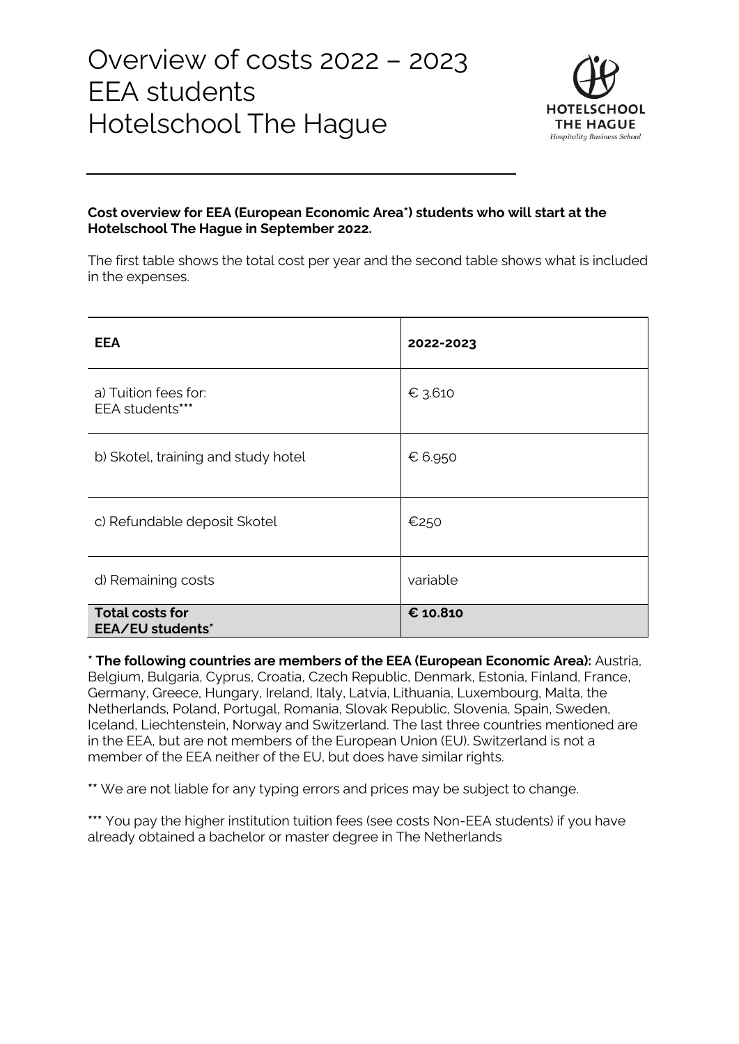# Overview of costs 2022 – 2023
# EEA students
# Hotelschool The Hague

**Cost overview for EEA (European Economic Area*) students who will start at the Hotelschool The Hague in September 2022.**

The first table shows the total cost per year and the second table shows what is included in the expenses.

| **EEA** | **2022-2023** |
|---|---|
| a) Tuition fees for: EEA students*** | € 3.610 |
| b) Skotel, training and study hotel | € 6.950 |
| c) Refundable deposit Skotel | €250 |
| d) Remaining costs | variable |
| **Total costs for EEA/EU students*** | **€ 10.810** |

* **The following countries are members of the EEA (European Economic Area):** Austria, Belgium, Bulgaria, Cyprus, Croatia, Czech Republic, Denmark, Estonia, Finland, France, Germany, Greece, Hungary, Ireland, Italy, Latvia, Lithuania, Luxembourg, Malta, the Netherlands, Poland, Portugal, Romania, Slovak Republic, Slovenia, Spain, Sweden, Iceland, Liechtenstein, Norway and Switzerland. The last three countries mentioned are in the EEA, but are not members of the European Union (EU). Switzerland is not a member of the EEA neither of the EU, but does have similar rights.

** We are not liable for any typing errors and prices may be subject to change.

*** You pay the higher institution tuition fees (see costs Non-EEA students) if you have already obtained a bachelor or master degree in The Netherlands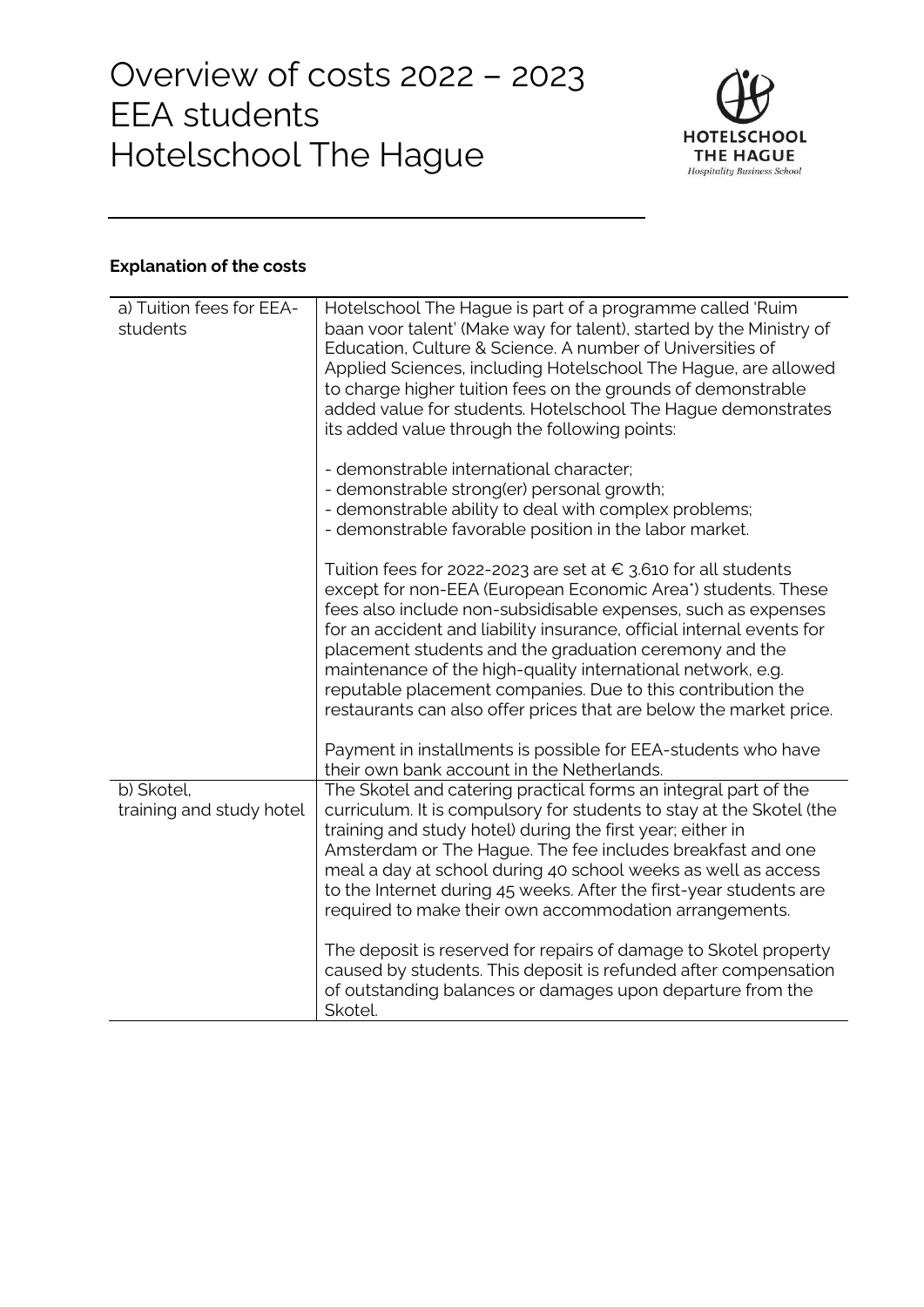# Overview of costs 2022 – 2023
# EEA students
# Hotelschool The Hague

**Explanation of the costs**

| | |
|---|---|
| a) Tuition fees for EEA-students | Hotelschool The Hague is part of a programme called 'Ruim baan voor talent' (Make way for talent), started by the Ministry of Education, Culture & Science. A number of Universities of Applied Sciences, including Hotelschool The Hague, are allowed to charge higher tuition fees on the grounds of demonstrable added value for students. Hotelschool The Hague demonstrates its added value through the following points:<br><br>- demonstrable international character;<br>- demonstrable strong(er) personal growth;<br>- demonstrable ability to deal with complex problems;<br>- demonstrable favorable position in the labor market.<br><br>Tuition fees for 2022-2023 are set at € 3.610 for all students except for non-EEA (European Economic Area*) students. These fees also include non-subsidisable expenses, such as expenses for an accident and liability insurance, official internal events for placement students and the graduation ceremony and the maintenance of the high-quality international network, e.g. reputable placement companies. Due to this contribution the restaurants can also offer prices that are below the market price.<br><br>Payment in installments is possible for EEA-students who have their own bank account in the Netherlands. |
| b) Skotel, training and study hotel | The Skotel and catering practical forms an integral part of the curriculum. It is compulsory for students to stay at the Skotel (the training and study hotel) during the first year; either in Amsterdam or The Hague. The fee includes breakfast and one meal a day at school during 40 school weeks as well as access to the Internet during 45 weeks. After the first-year students are required to make their own accommodation arrangements.<br><br>The deposit is reserved for repairs of damage to Skotel property caused by students. This deposit is refunded after compensation of outstanding balances or damages upon departure from the Skotel. |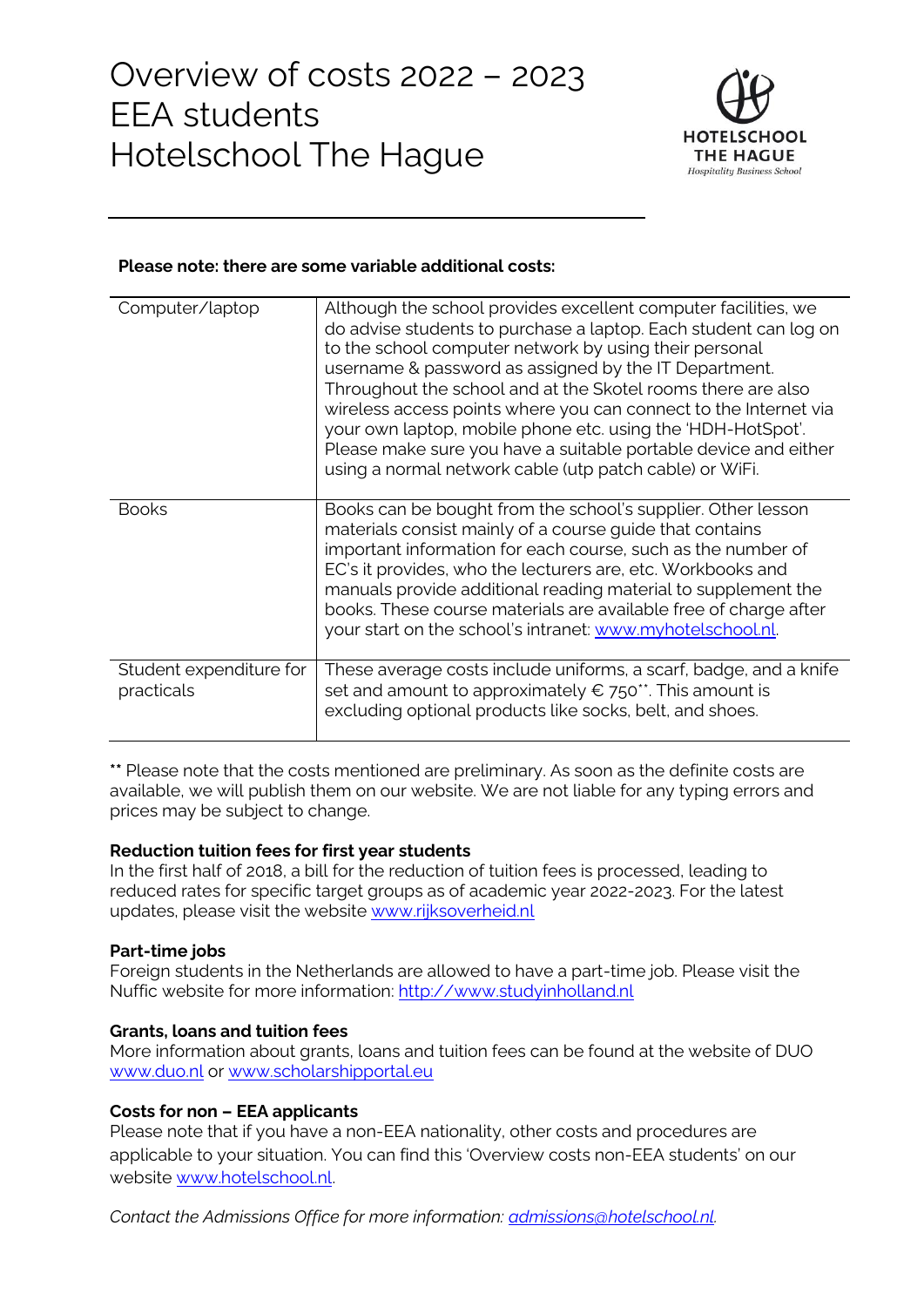# Overview of costs 2022 – 2023
# EEA students
# Hotelschool The Hague

**Please note: there are some variable additional costs:**

| | |
|---|---|
| Computer/laptop | Although the school provides excellent computer facilities, we do advise students to purchase a laptop. Each student can log on to the school computer network by using their personal username & password as assigned by the IT Department. Throughout the school and at the Skotel rooms there are also wireless access points where you can connect to the Internet via your own laptop, mobile phone etc. using the 'HDH-HotSpot'. Please make sure you have a suitable portable device and either using a normal network cable (utp patch cable) or WiFi. |
| Books | Books can be bought from the school's supplier. Other lesson materials consist mainly of a course guide that contains important information for each course, such as the number of EC's it provides, who the lecturers are, etc. Workbooks and manuals provide additional reading material to supplement the books. These course materials are available free of charge after your start on the school's intranet: www.myhotelschool.nl. |
| Student expenditure for practicals | These average costs include uniforms, a scarf, badge, and a knife set and amount to approximately € 750**. This amount is excluding optional products like socks, belt, and shoes. |

** Please note that the costs mentioned are preliminary. As soon as the definite costs are available, we will publish them on our website. We are not liable for any typing errors and prices may be subject to change.

**Reduction tuition fees for first year students**
In the first half of 2018, a bill for the reduction of tuition fees is processed, leading to reduced rates for specific target groups as of academic year 2022-2023. For the latest updates, please visit the website www.rijksoverheid.nl

**Part-time jobs**
Foreign students in the Netherlands are allowed to have a part-time job. Please visit the Nuffic website for more information: http://www.studyinholland.nl

**Grants, loans and tuition fees**
More information about grants, loans and tuition fees can be found at the website of DUO www.duo.nl or www.scholarshipportal.eu

**Costs for non – EEA applicants**
Please note that if you have a non-EEA nationality, other costs and procedures are applicable to your situation. You can find this 'Overview costs non-EEA students' on our website www.hotelschool.nl.

*Contact the Admissions Office for more information: admissions@hotelschool.nl.*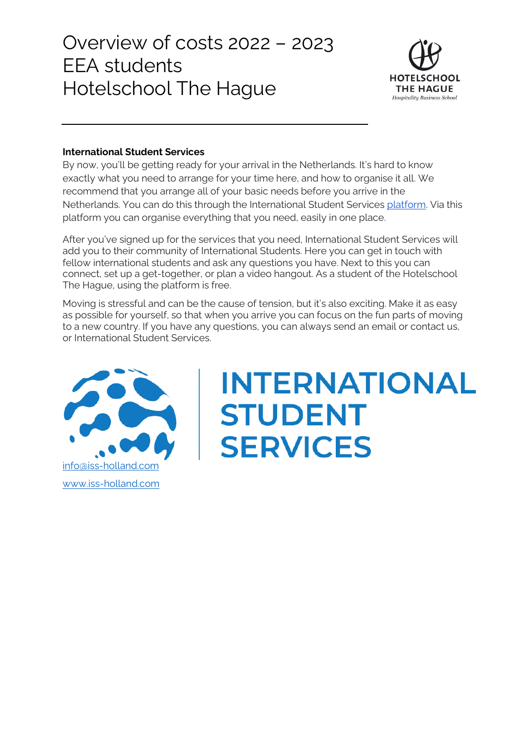# Overview of costs 2022 – 2023
# EEA students
# Hotelschool The Hague

HOTELSCHOOL THE HAGUE
*Hospitality Business School*

**International Student Services**

By now, you'll be getting ready for your arrival in the Netherlands. It's hard to know exactly what you need to arrange for your time here, and how to organise it all. We recommend that you arrange all of your basic needs before you arrive in the Netherlands. You can do this through the International Student Services platform. Via this platform you can organise everything that you need, easily in one place.

After you've signed up for the services that you need, International Student Services will add you to their community of International Students. Here you can get in touch with fellow international students and ask any questions you have. Next to this you can connect, set up a get-together, or plan a video hangout. As a student of the Hotelschool The Hague, using the platform is free.

Moving is stressful and can be the cause of tension, but it's also exciting. Make it as easy as possible for yourself, so that when you arrive you can focus on the fun parts of moving to a new country. If you have any questions, you can always send an email or contact us, or International Student Services.

INTERNATIONAL STUDENT SERVICES

info@iss-holland.com

www.iss-holland.com